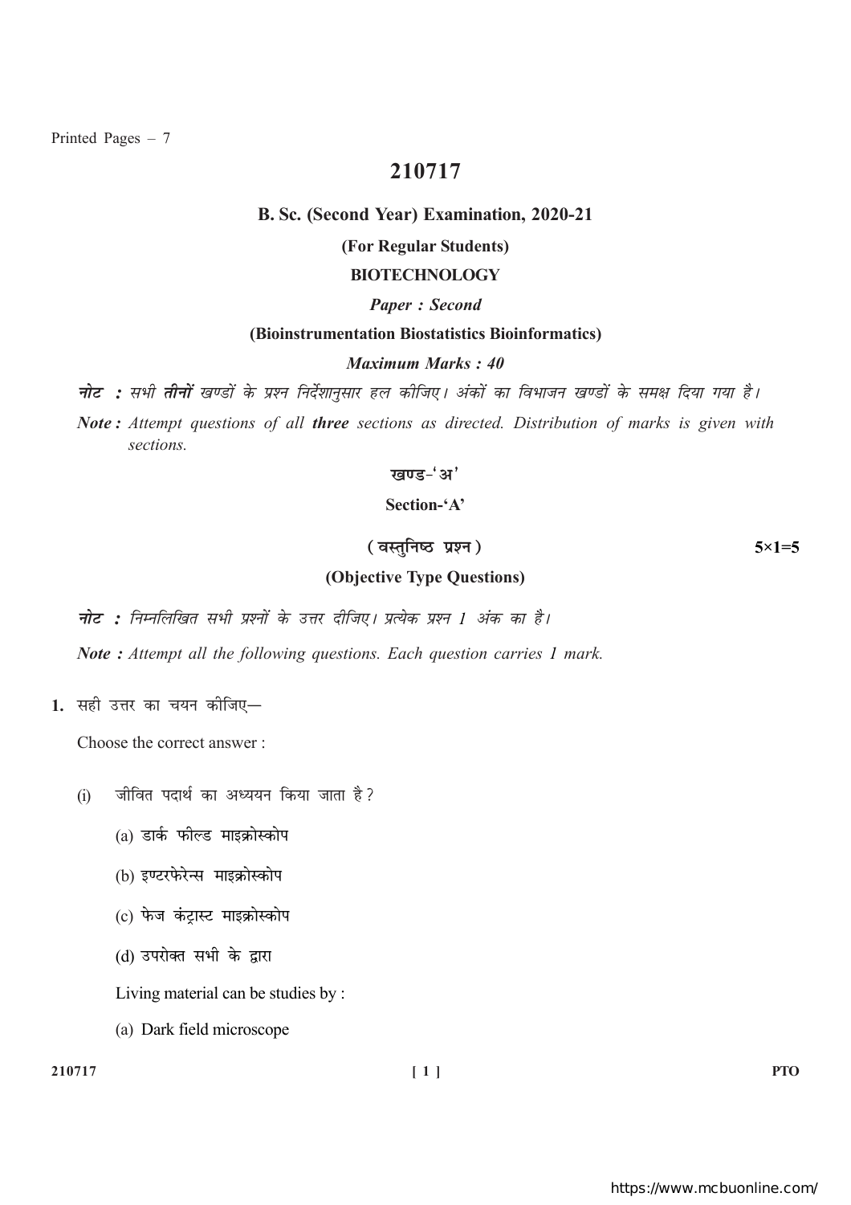Printed Pages – 7

# 210717

## B. Sc. (Second Year) Examination, 2020-21

**(For Regular Students)**

**BIOTECHNOLOGY**

***Paper : Second***

**(Bioinstrumentation Biostatistics Bioinformatics)**

***Maximum Marks : 40***

***नोट :** सभी **तीनों** खण्डों के प्रश्न निर्देशानुसार हल कीजिए। अंकों का विभाजन खण्डों के समक्ष दिया गया है।*

***Note :** Attempt questions of all **three** sections as directed. Distribution of marks is given with sections.*

### खण्ड-'अ'

### Section-'A'

**( वस्तुनिष्ठ प्रश्न )** **5×1=5**

**(Objective Type Questions)**

***नोट :** निम्नलिखित सभी प्रश्नों के उत्तर दीजिए। प्रत्येक प्रश्न 1 अंक का है।*

***Note :** Attempt all the following questions. Each question carries 1 mark.*

**1.** सही उत्तर का चयन कीजिए—

Choose the correct answer :

(i) जीवित पदार्थ का अध्ययन किया जाता है?

(a) डार्क फील्ड माइक्रोस्कोप

(b) इण्टरफेरेन्स माइक्रोस्कोप

(c) फेज कंट्रास्ट माइक्रोस्कोप

(d) उपरोक्त सभी के द्वारा

Living material can be studies by :

(a) Dark field microscope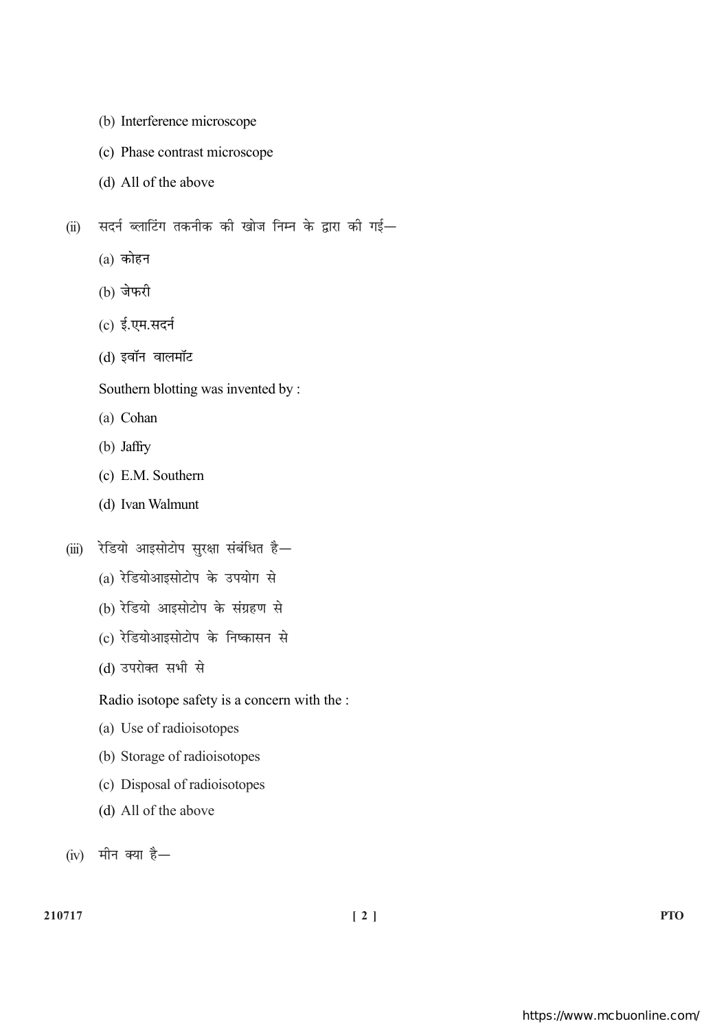(b) Interference microscope

(c) Phase contrast microscope

(d) All of the above

(ii) सदर्न ब्लाटिंग तकनीक की खोज निम्न के द्वारा की गई—

(a) कोहन

(b) जेफरी

(c) ई.एम.सदर्न

(d) इवॉन वालमॉट

Southern blotting was invented by :

(a) Cohan

(b) Jaffry

(c) E.M. Southern

(d) Ivan Walmunt

(iii) रेडियो आइसोटोप सुरक्षा संबंधित है—

(a) रेडियोआइसोटोप के उपयोग से

(b) रेडियो आइसोटोप के संग्रहण से

(c) रेडियोआइसोटोप के निष्कासन से

(d) उपरोक्त सभी से

Radio isotope safety is a concern with the :

(a) Use of radioisotopes

(b) Storage of radioisotopes

(c) Disposal of radioisotopes

(d) All of the above

(iv) मीन क्या है—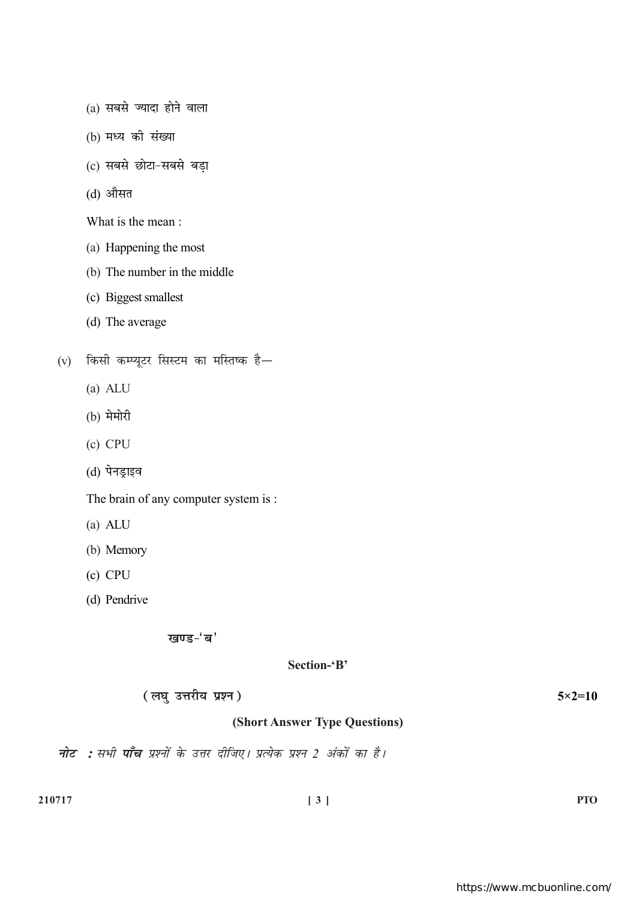(a) सबसे ज्यादा होने वाला

(b) मध्य की संख्या

(c) सबसे छोटा-सबसे बड़ा

(d) औसत

What is the mean :

(a) Happening the most

(b) The number in the middle

(c) Biggest smallest

(d) The average

(v) किसी कम्प्यूटर सिस्टम का मस्तिष्क है—

(a) ALU

(b) मेमोरी

(c) CPU

(d) पेनड्राइव

The brain of any computer system is :

(a) ALU

(b) Memory

(c) CPU

(d) Pendrive

## खण्ड-'ब'

## Section-'B'

**(लघु उत्तरीय प्रश्न)** **5×2=10**

**(Short Answer Type Questions)**

***नोट :*** *सभी* ***पाँच*** *प्रश्नों के उत्तर दीजिए। प्रत्येक प्रश्न 2 अंकों का है।*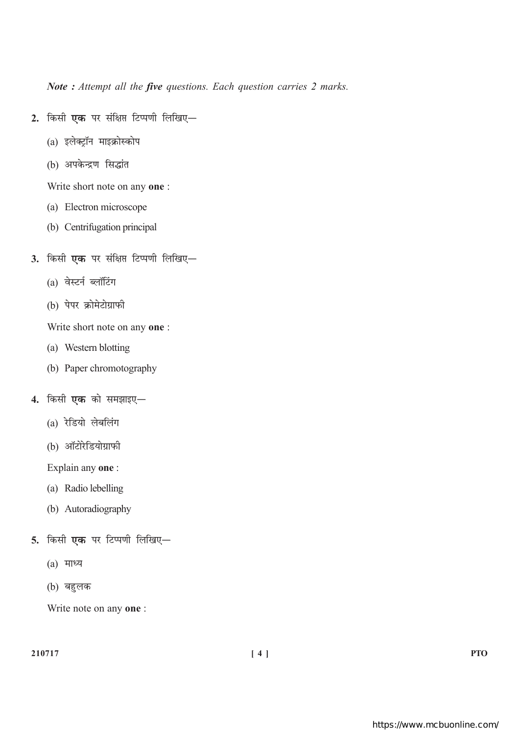*Note : Attempt all the **five** questions. Each question carries 2 marks.*

**2.** किसी **एक** पर संक्षिप्त टिप्पणी लिखिए—

(a) इलेक्ट्रॉन माइक्रोस्कोप

(b) अपकेन्द्रण सिद्धांत

Write short note on any **one** :

(a) Electron microscope

(b) Centrifugation principal

**3.** किसी **एक** पर संक्षिप्त टिप्पणी लिखिए—

(a) वेस्टर्न ब्लॉटिंग

(b) पेपर क्रोमेटोग्राफी

Write short note on any **one** :

(a) Western blotting

(b) Paper chromotography

**4.** किसी **एक** को समझाइए—

(a) रेडियो लेबलिंग

(b) ऑटोरेडियोग्राफी

Explain any **one** :

(a) Radio lebelling

(b) Autoradiography

**5.** किसी **एक** पर टिप्पणी लिखिए—

(a) माध्य

(b) बहुलक

Write note on any **one** :